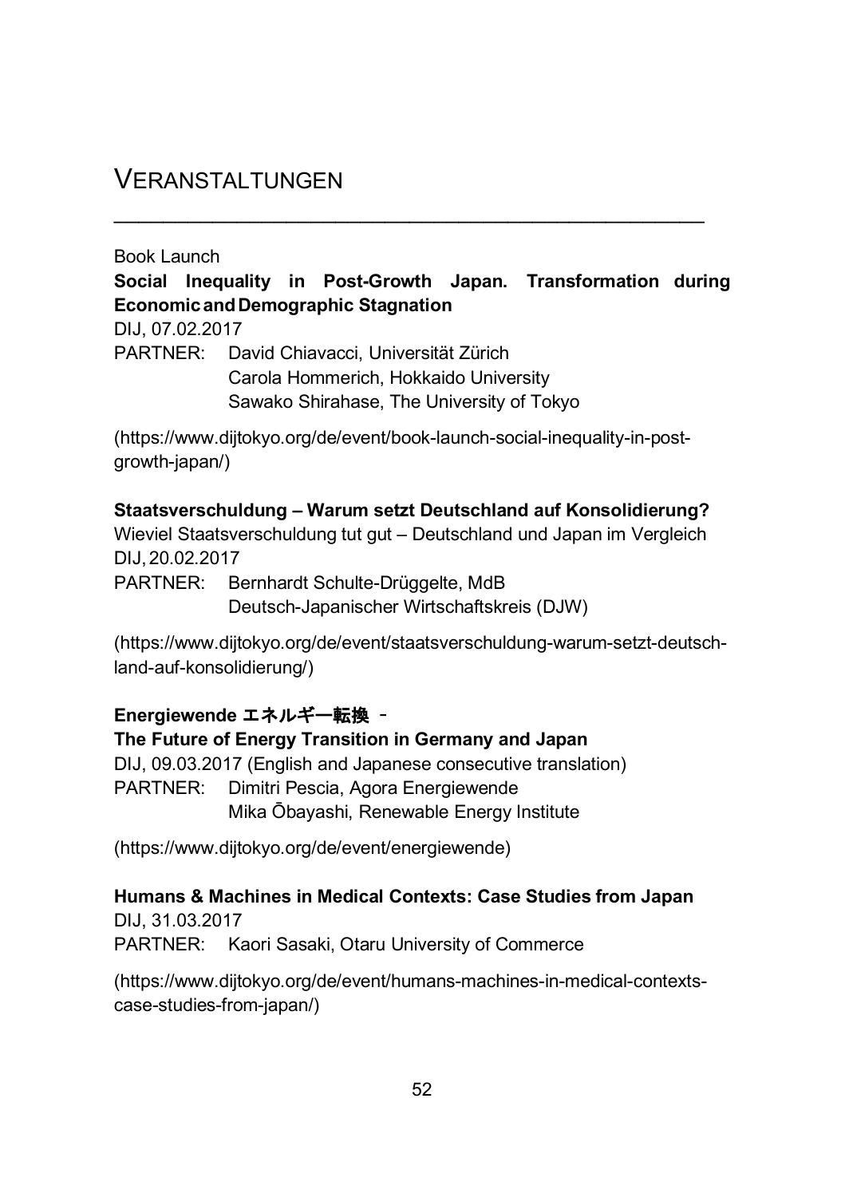# VERANSTALTUNGEN

Book Launch

**Social Inequality in Post-Growth Japan. Transformation during Economic and Demographic Stagnation**

DIJ, 07.02.2017

PARTNER: David Chiavacci, Universität Zürich
Carola Hommerich, Hokkaido University
Sawako Shirahase, The University of Tokyo

(https://www.dijtokyo.org/de/event/book-launch-social-inequality-in-post-growth-japan/)

**Staatsverschuldung – Warum setzt Deutschland auf Konsolidierung?**

Wieviel Staatsverschuldung tut gut – Deutschland und Japan im Vergleich

DIJ, 20.02.2017

PARTNER: Bernhardt Schulte-Drüggelte, MdB
Deutsch-Japanischer Wirtschaftskreis (DJW)

(https://www.dijtokyo.org/de/event/staatsverschuldung-warum-setzt-deutschland-auf-konsolidierung/)

**Energiewende エネルギー転換 -**
**The Future of Energy Transition in Germany and Japan**

DIJ, 09.03.2017 (English and Japanese consecutive translation)

PARTNER: Dimitri Pescia, Agora Energiewende
Mika Ōbayashi, Renewable Energy Institute

(https://www.dijtokyo.org/de/event/energiewende)

**Humans & Machines in Medical Contexts: Case Studies from Japan**

DIJ, 31.03.2017

PARTNER: Kaori Sasaki, Otaru University of Commerce

(https://www.dijtokyo.org/de/event/humans-machines-in-medical-contexts-case-studies-from-japan/)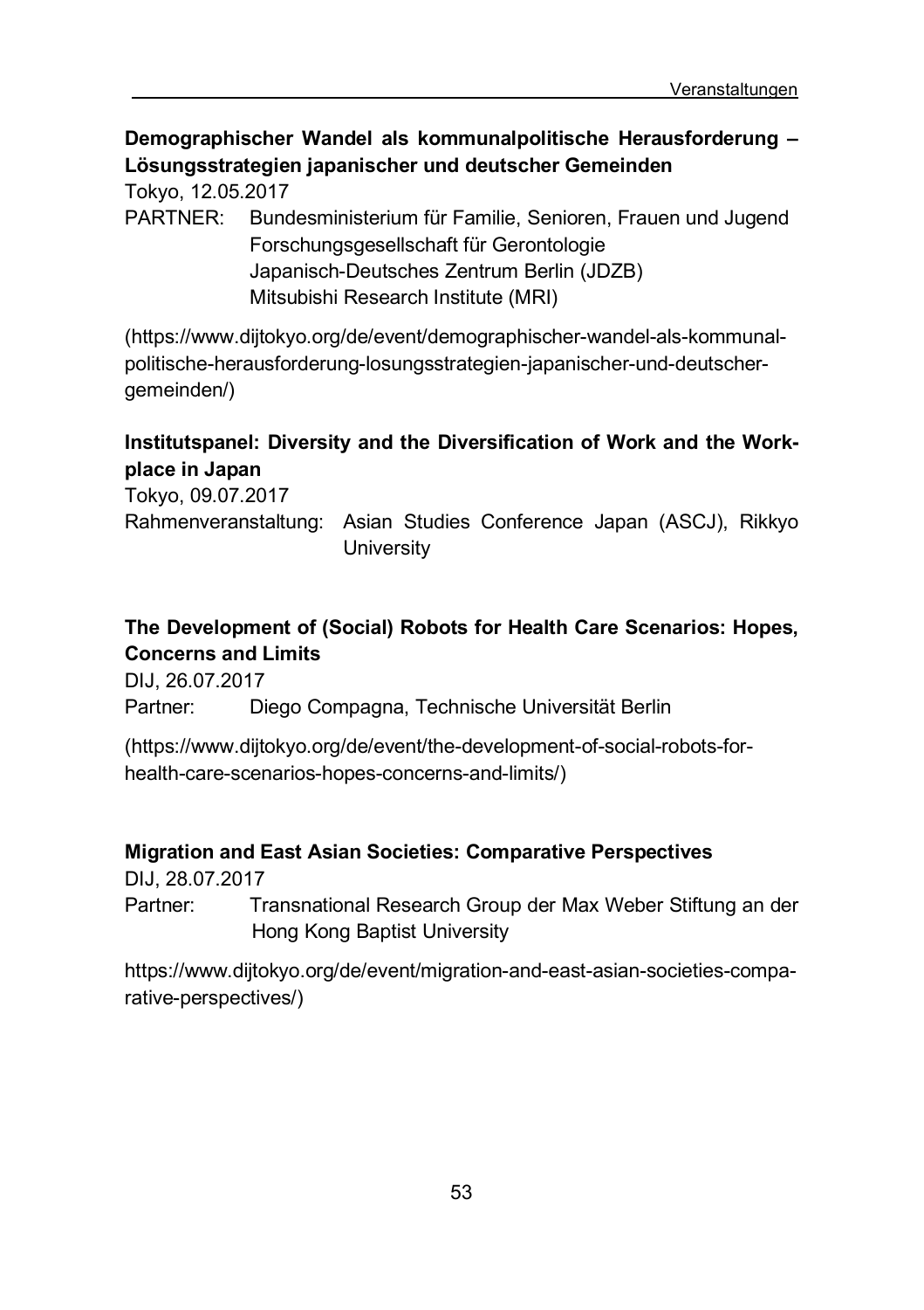**Demographischer Wandel als kommunalpolitische Herausforderung – Lösungsstrategien japanischer und deutscher Gemeinden**

Tokyo, 12.05.2017

PARTNER: Bundesministerium für Familie, Senioren, Frauen und Jugend
Forschungsgesellschaft für Gerontologie
Japanisch-Deutsches Zentrum Berlin (JDZB)
Mitsubishi Research Institute (MRI)

(https://www.dijtokyo.org/de/event/demographischer-wandel-als-kommunal-politische-herausforderung-losungsstrategien-japanischer-und-deutscher-gemeinden/)

**Institutspanel: Diversity and the Diversification of Work and the Workplace in Japan**

Tokyo, 09.07.2017

Rahmenveranstaltung: Asian Studies Conference Japan (ASCJ), Rikkyo University

**The Development of (Social) Robots for Health Care Scenarios: Hopes, Concerns and Limits**

DIJ, 26.07.2017

Partner: Diego Compagna, Technische Universität Berlin

(https://www.dijtokyo.org/de/event/the-development-of-social-robots-for-health-care-scenarios-hopes-concerns-and-limits/)

**Migration and East Asian Societies: Comparative Perspectives**

DIJ, 28.07.2017

Partner: Transnational Research Group der Max Weber Stiftung an der Hong Kong Baptist University

https://www.dijtokyo.org/de/event/migration-and-east-asian-societies-comparative-perspectives/)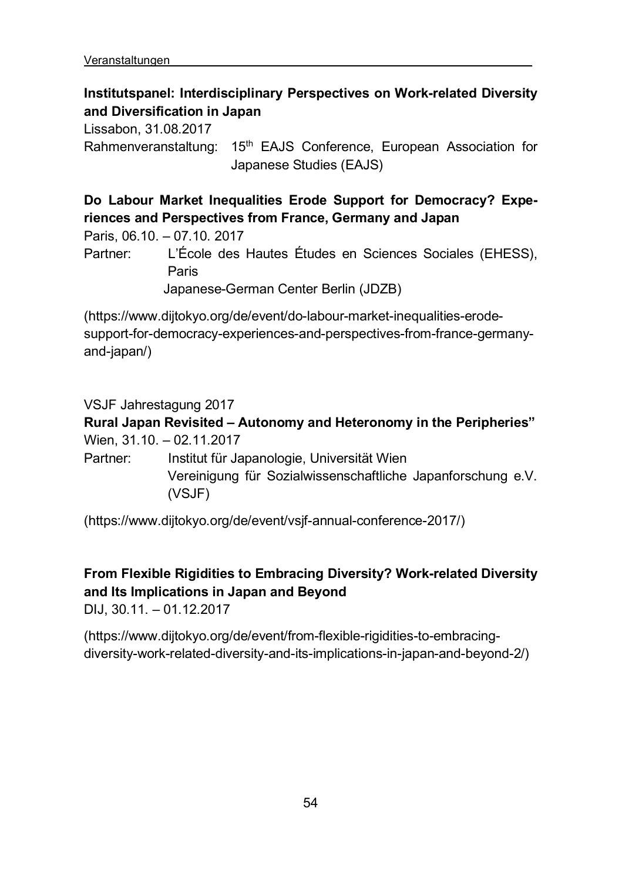**Institutspanel: Interdisciplinary Perspectives on Work-related Diversity and Diversification in Japan**

Lissabon, 31.08.2017

Rahmenveranstaltung: 15th EAJS Conference, European Association for Japanese Studies (EAJS)

**Do Labour Market Inequalities Erode Support for Democracy? Experiences and Perspectives from France, Germany and Japan**

Paris, 06.10. – 07.10. 2017

Partner: L'École des Hautes Études en Sciences Sociales (EHESS), Paris
Japanese-German Center Berlin (JDZB)

(https://www.dijtokyo.org/de/event/do-labour-market-inequalities-erode-support-for-democracy-experiences-and-perspectives-from-france-germany-and-japan/)

VSJF Jahrestagung 2017

**Rural Japan Revisited – Autonomy and Heteronomy in the Peripheries"**

Wien, 31.10. – 02.11.2017

Partner: Institut für Japanologie, Universität Wien
Vereinigung für Sozialwissenschaftliche Japanforschung e.V. (VSJF)

(https://www.dijtokyo.org/de/event/vsjf-annual-conference-2017/)

**From Flexible Rigidities to Embracing Diversity? Work-related Diversity and Its Implications in Japan and Beyond**

DIJ, 30.11. – 01.12.2017

(https://www.dijtokyo.org/de/event/from-flexible-rigidities-to-embracing-diversity-work-related-diversity-and-its-implications-in-japan-and-beyond-2/)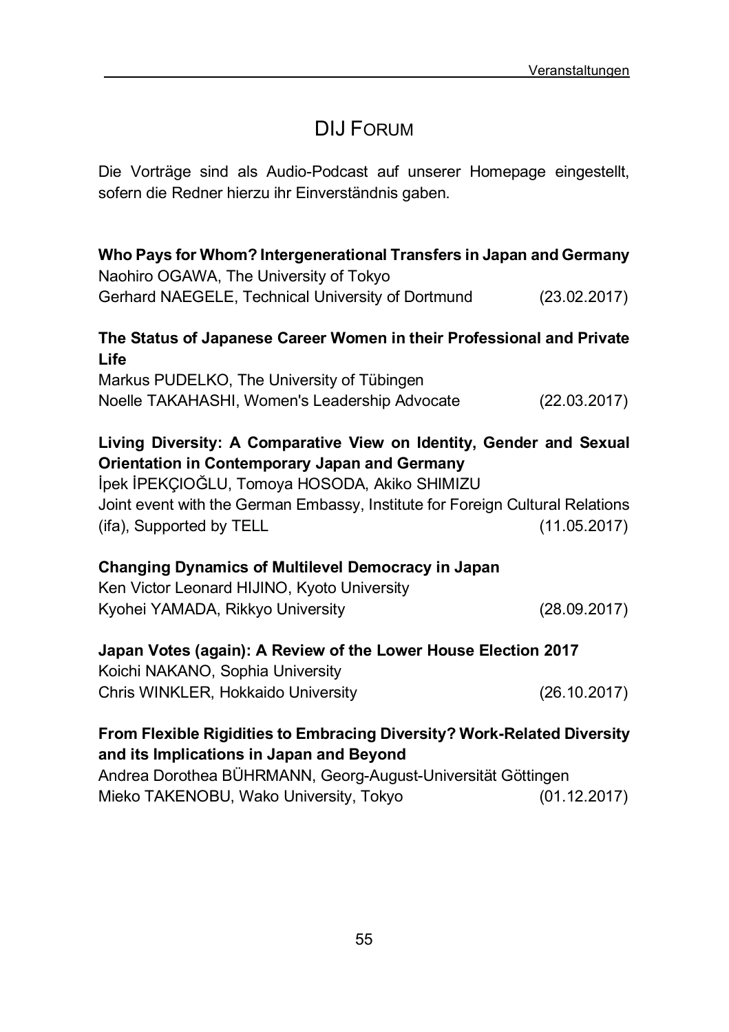# DIJ FORUM

Die Vorträge sind als Audio-Podcast auf unserer Homepage eingestellt, sofern die Redner hierzu ihr Einverständnis gaben.

**Who Pays for Whom? Intergenerational Transfers in Japan and Germany**
Naohiro OGAWA, The University of Tokyo
Gerhard NAEGELE, Technical University of Dortmund (23.02.2017)

**The Status of Japanese Career Women in their Professional and Private Life**
Markus PUDELKO, The University of Tübingen
Noelle TAKAHASHI, Women's Leadership Advocate (22.03.2017)

**Living Diversity: A Comparative View on Identity, Gender and Sexual Orientation in Contemporary Japan and Germany**
İpek İPEKÇIOĞLU, Tomoya HOSODA, Akiko SHIMIZU
Joint event with the German Embassy, Institute for Foreign Cultural Relations (ifa), Supported by TELL (11.05.2017)

**Changing Dynamics of Multilevel Democracy in Japan**
Ken Victor Leonard HIJINO, Kyoto University
Kyohei YAMADA, Rikkyo University (28.09.2017)

**Japan Votes (again): A Review of the Lower House Election 2017**
Koichi NAKANO, Sophia University
Chris WINKLER, Hokkaido University (26.10.2017)

**From Flexible Rigidities to Embracing Diversity? Work-Related Diversity and its Implications in Japan and Beyond**
Andrea Dorothea BÜHRMANN, Georg-August-Universität Göttingen
Mieko TAKENOBU, Wako University, Tokyo (01.12.2017)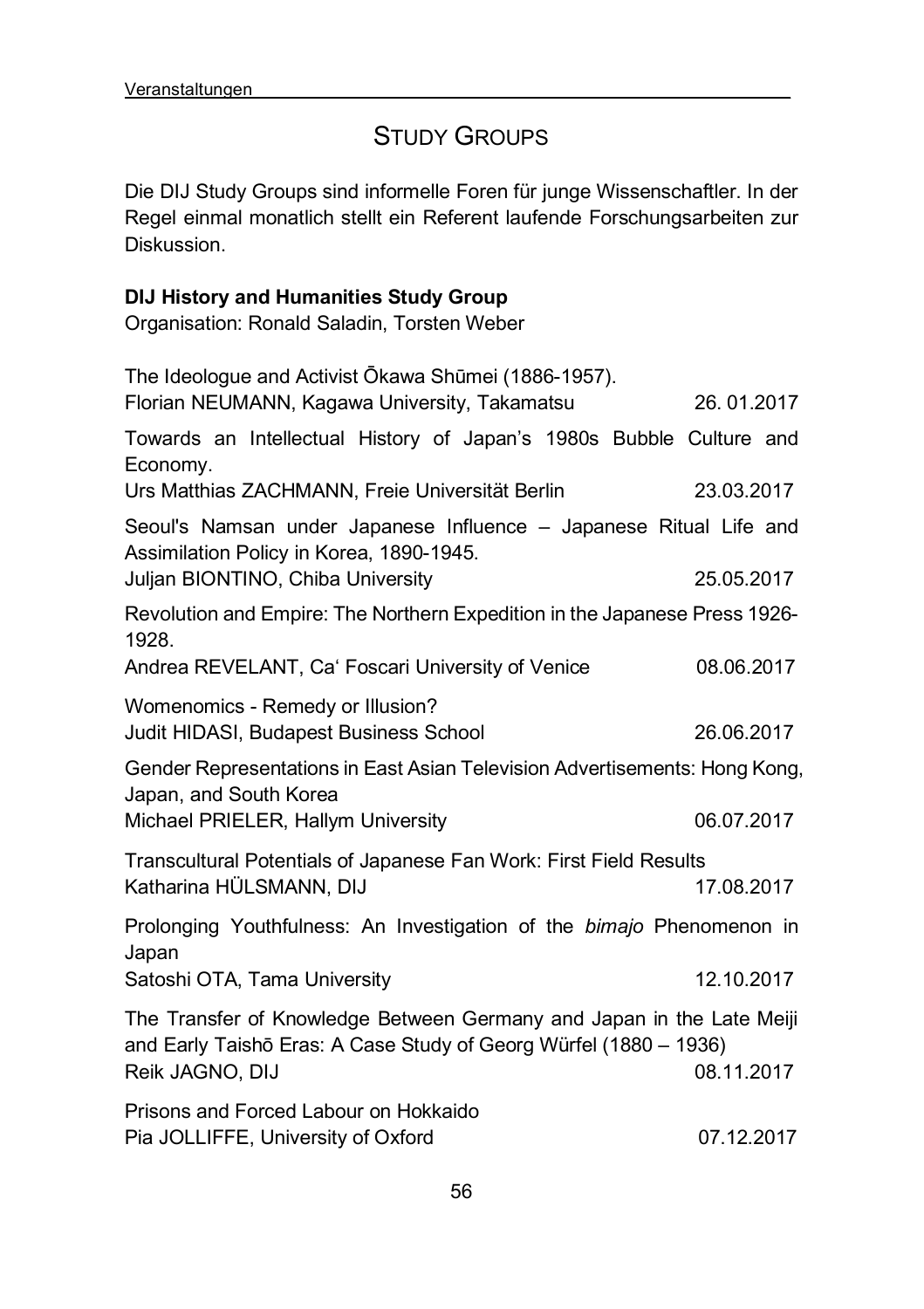## STUDY GROUPS

Die DIJ Study Groups sind informelle Foren für junge Wissenschaftler. In der Regel einmal monatlich stellt ein Referent laufende Forschungsarbeiten zur Diskussion.

**DIJ History and Humanities Study Group**
Organisation: Ronald Saladin, Torsten Weber

The Ideologue and Activist Ōkawa Shūmei (1886-1957).
Florian NEUMANN, Kagawa University, Takamatsu 26. 01.2017

Towards an Intellectual History of Japan's 1980s Bubble Culture and Economy.
Urs Matthias ZACHMANN, Freie Universität Berlin 23.03.2017

Seoul's Namsan under Japanese Influence – Japanese Ritual Life and Assimilation Policy in Korea, 1890-1945.
Juljan BIONTINO, Chiba University 25.05.2017

Revolution and Empire: The Northern Expedition in the Japanese Press 1926-1928.
Andrea REVELANT, Ca' Foscari University of Venice 08.06.2017

Womenomics - Remedy or Illusion?
Judit HIDASI, Budapest Business School 26.06.2017

Gender Representations in East Asian Television Advertisements: Hong Kong, Japan, and South Korea
Michael PRIELER, Hallym University 06.07.2017

Transcultural Potentials of Japanese Fan Work: First Field Results
Katharina HÜLSMANN, DIJ 17.08.2017

Prolonging Youthfulness: An Investigation of the *bimajo* Phenomenon in Japan
Satoshi OTA, Tama University 12.10.2017

The Transfer of Knowledge Between Germany and Japan in the Late Meiji and Early Taishō Eras: A Case Study of Georg Würfel (1880 – 1936)
Reik JAGNO, DIJ 08.11.2017

Prisons and Forced Labour on Hokkaido
Pia JOLLIFFE, University of Oxford 07.12.2017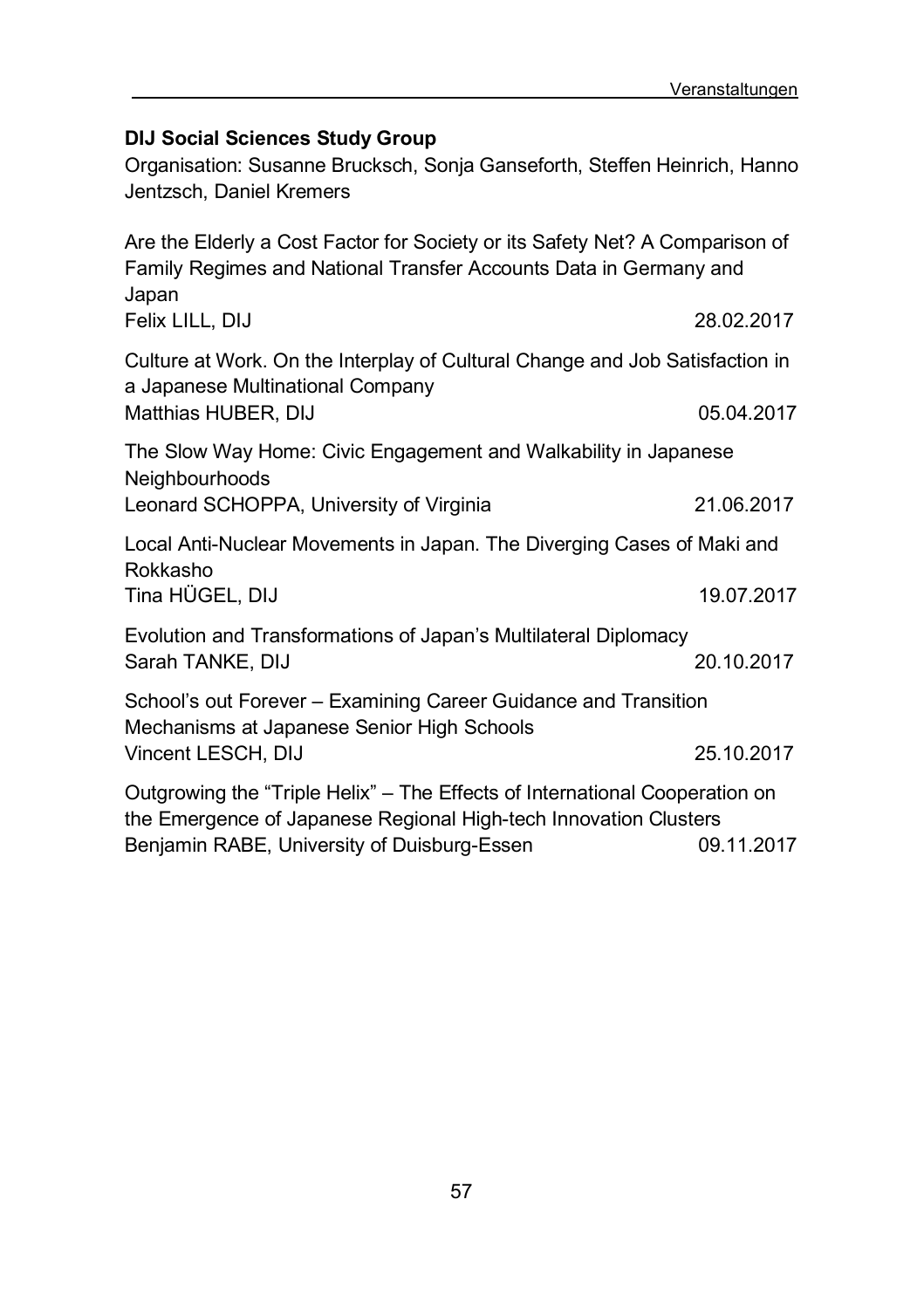**DIJ Social Sciences Study Group**

Organisation: Susanne Brucksch, Sonja Ganseforth, Steffen Heinrich, Hanno Jentzsch, Daniel Kremers

Are the Elderly a Cost Factor for Society or its Safety Net? A Comparison of Family Regimes and National Transfer Accounts Data in Germany and Japan
Felix LILL, DIJ 28.02.2017

Culture at Work. On the Interplay of Cultural Change and Job Satisfaction in a Japanese Multinational Company
Matthias HUBER, DIJ 05.04.2017

The Slow Way Home: Civic Engagement and Walkability in Japanese Neighbourhoods
Leonard SCHOPPA, University of Virginia 21.06.2017

Local Anti-Nuclear Movements in Japan. The Diverging Cases of Maki and Rokkasho
Tina HÜGEL, DIJ 19.07.2017

Evolution and Transformations of Japan's Multilateral Diplomacy
Sarah TANKE, DIJ 20.10.2017

School's out Forever – Examining Career Guidance and Transition Mechanisms at Japanese Senior High Schools
Vincent LESCH, DIJ 25.10.2017

Outgrowing the "Triple Helix" – The Effects of International Cooperation on the Emergence of Japanese Regional High-tech Innovation Clusters
Benjamin RABE, University of Duisburg-Essen 09.11.2017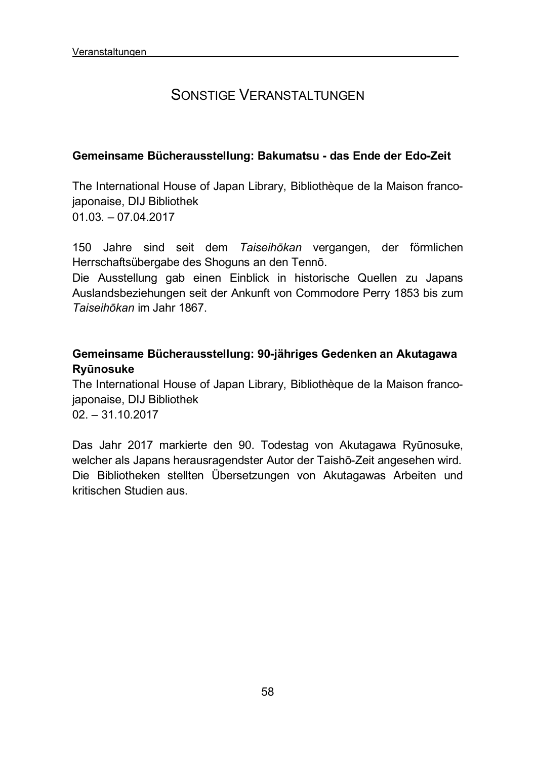# Sonstige Veranstaltungen

**Gemeinsame Bücherausstellung: Bakumatsu - das Ende der Edo-Zeit**

The International House of Japan Library, Bibliothèque de la Maison franco-japonaise, DIJ Bibliothek
01.03. – 07.04.2017

150 Jahre sind seit dem *Taiseihōkan* vergangen, der förmlichen Herrschaftsübergabe des Shoguns an den Tennō.
Die Ausstellung gab einen Einblick in historische Quellen zu Japans Auslandsbeziehungen seit der Ankunft von Commodore Perry 1853 bis zum *Taiseihōkan* im Jahr 1867.

**Gemeinsame Bücherausstellung: 90-jähriges Gedenken an Akutagawa Ryūnosuke**

The International House of Japan Library, Bibliothèque de la Maison franco-japonaise, DIJ Bibliothek
02. – 31.10.2017

Das Jahr 2017 markierte den 90. Todestag von Akutagawa Ryūnosuke, welcher als Japans herausragendster Autor der Taishō-Zeit angesehen wird. Die Bibliotheken stellten Übersetzungen von Akutagawas Arbeiten und kritischen Studien aus.